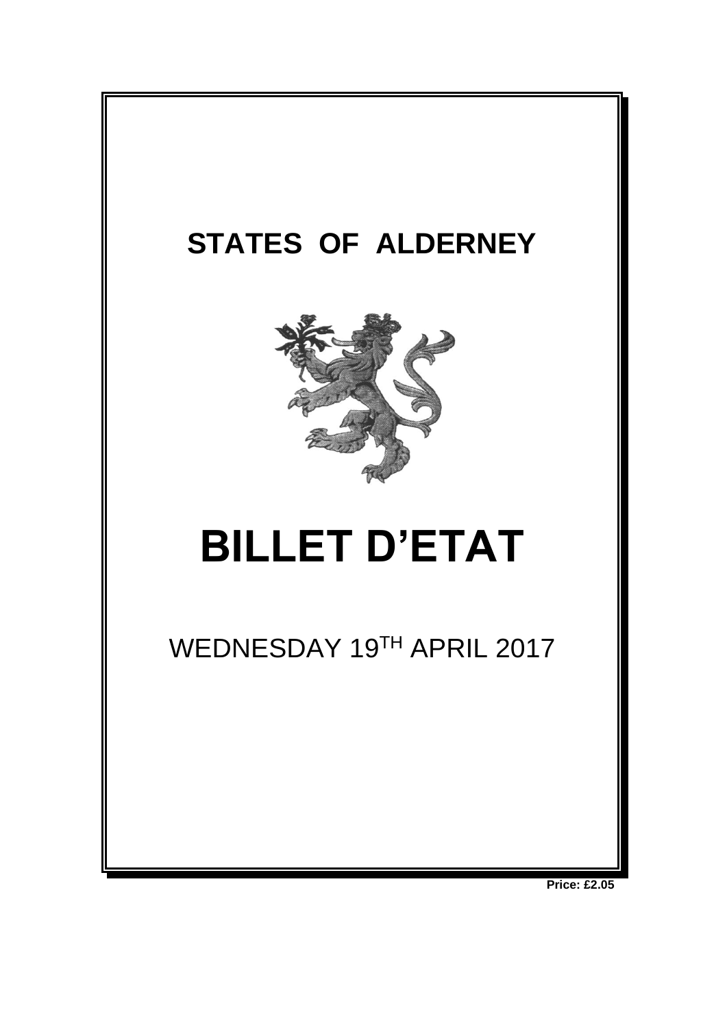# STATES OF ALDERNEY

# BILLET D'ETAT

WEDNESDAY 19TH APRIL 2017

**Price: £2.05**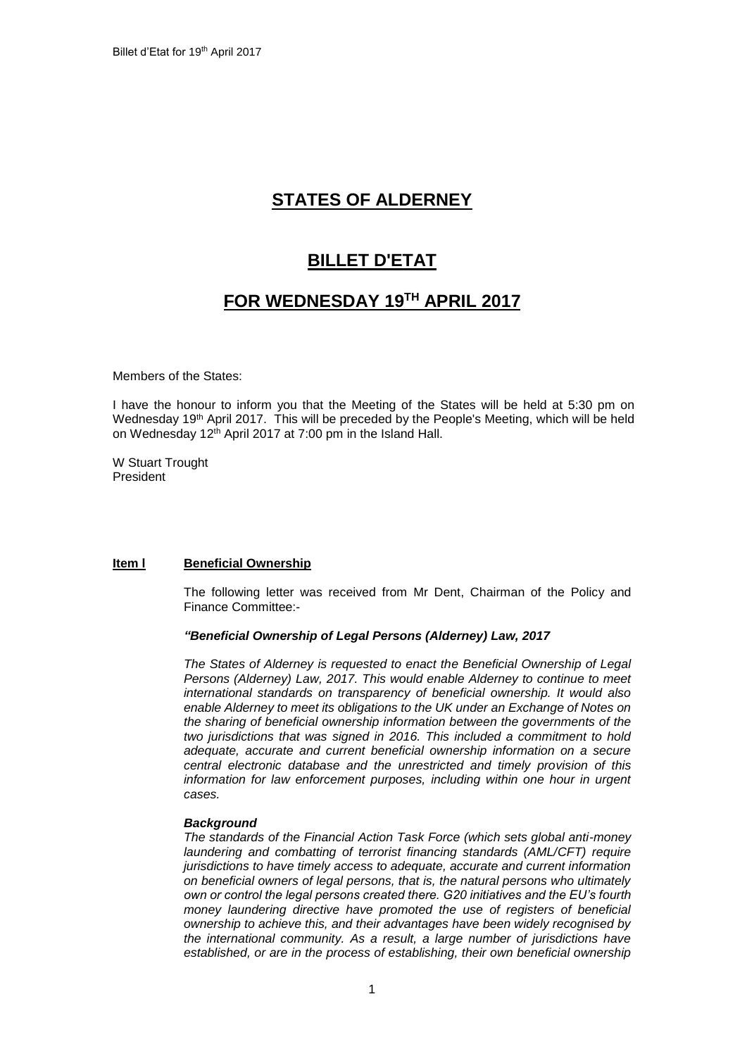# STATES OF ALDERNEY

# BILLET D'ETAT

# FOR WEDNESDAY 19TH APRIL 2017

Members of the States:

I have the honour to inform you that the Meeting of the States will be held at 5:30 pm on Wednesday 19th April 2017. This will be preceded by the People's Meeting, which will be held on Wednesday 12th April 2017 at 7:00 pm in the Island Hall.

W Stuart Trought
President

**Item l Beneficial Ownership**

The following letter was received from Mr Dent, Chairman of the Policy and Finance Committee:-

***"Beneficial Ownership of Legal Persons (Alderney) Law, 2017***

*The States of Alderney is requested to enact the Beneficial Ownership of Legal Persons (Alderney) Law, 2017. This would enable Alderney to continue to meet international standards on transparency of beneficial ownership. It would also enable Alderney to meet its obligations to the UK under an Exchange of Notes on the sharing of beneficial ownership information between the governments of the two jurisdictions that was signed in 2016. This included a commitment to hold adequate, accurate and current beneficial ownership information on a secure central electronic database and the unrestricted and timely provision of this information for law enforcement purposes, including within one hour in urgent cases.*

***Background***

*The standards of the Financial Action Task Force (which sets global anti-money laundering and combatting of terrorist financing standards (AML/CFT) require jurisdictions to have timely access to adequate, accurate and current information on beneficial owners of legal persons, that is, the natural persons who ultimately own or control the legal persons created there. G20 initiatives and the EU's fourth money laundering directive have promoted the use of registers of beneficial ownership to achieve this, and their advantages have been widely recognised by the international community. As a result, a large number of jurisdictions have established, or are in the process of establishing, their own beneficial ownership*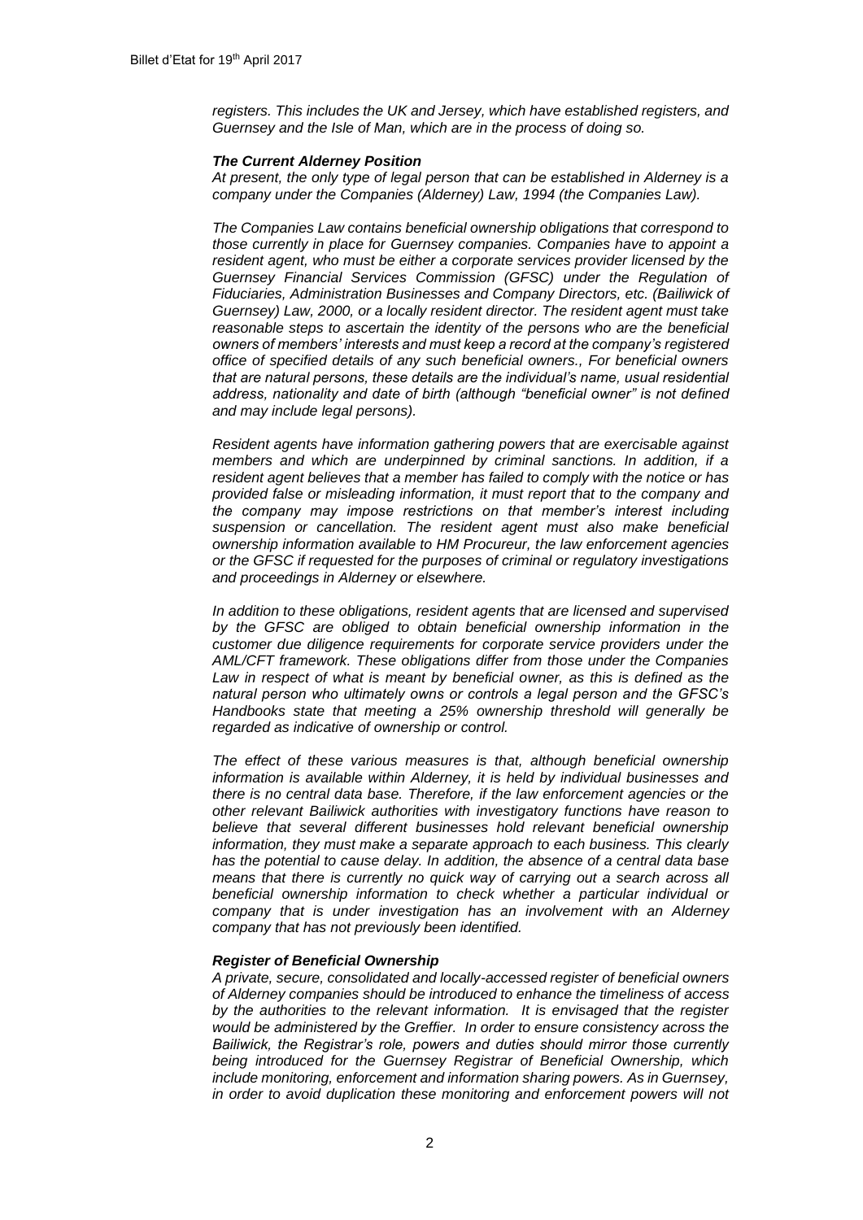*registers. This includes the UK and Jersey, which have established registers, and Guernsey and the Isle of Man, which are in the process of doing so.*

***The Current Alderney Position***

*At present, the only type of legal person that can be established in Alderney is a company under the Companies (Alderney) Law, 1994 (the Companies Law).*

*The Companies Law contains beneficial ownership obligations that correspond to those currently in place for Guernsey companies. Companies have to appoint a resident agent, who must be either a corporate services provider licensed by the Guernsey Financial Services Commission (GFSC) under the Regulation of Fiduciaries, Administration Businesses and Company Directors, etc. (Bailiwick of Guernsey) Law, 2000, or a locally resident director. The resident agent must take reasonable steps to ascertain the identity of the persons who are the beneficial owners of members' interests and must keep a record at the company's registered office of specified details of any such beneficial owners., For beneficial owners that are natural persons, these details are the individual's name, usual residential address, nationality and date of birth (although "beneficial owner" is not defined and may include legal persons).*

*Resident agents have information gathering powers that are exercisable against members and which are underpinned by criminal sanctions. In addition, if a resident agent believes that a member has failed to comply with the notice or has provided false or misleading information, it must report that to the company and the company may impose restrictions on that member's interest including suspension or cancellation. The resident agent must also make beneficial ownership information available to HM Procureur, the law enforcement agencies or the GFSC if requested for the purposes of criminal or regulatory investigations and proceedings in Alderney or elsewhere.*

*In addition to these obligations, resident agents that are licensed and supervised by the GFSC are obliged to obtain beneficial ownership information in the customer due diligence requirements for corporate service providers under the AML/CFT framework. These obligations differ from those under the Companies Law in respect of what is meant by beneficial owner, as this is defined as the natural person who ultimately owns or controls a legal person and the GFSC's Handbooks state that meeting a 25% ownership threshold will generally be regarded as indicative of ownership or control.*

*The effect of these various measures is that, although beneficial ownership information is available within Alderney, it is held by individual businesses and there is no central data base. Therefore, if the law enforcement agencies or the other relevant Bailiwick authorities with investigatory functions have reason to believe that several different businesses hold relevant beneficial ownership information, they must make a separate approach to each business. This clearly has the potential to cause delay. In addition, the absence of a central data base means that there is currently no quick way of carrying out a search across all beneficial ownership information to check whether a particular individual or company that is under investigation has an involvement with an Alderney company that has not previously been identified.*

***Register of Beneficial Ownership***

*A private, secure, consolidated and locally-accessed register of beneficial owners of Alderney companies should be introduced to enhance the timeliness of access by the authorities to the relevant information. It is envisaged that the register would be administered by the Greffier. In order to ensure consistency across the Bailiwick, the Registrar's role, powers and duties should mirror those currently being introduced for the Guernsey Registrar of Beneficial Ownership, which include monitoring, enforcement and information sharing powers. As in Guernsey, in order to avoid duplication these monitoring and enforcement powers will not*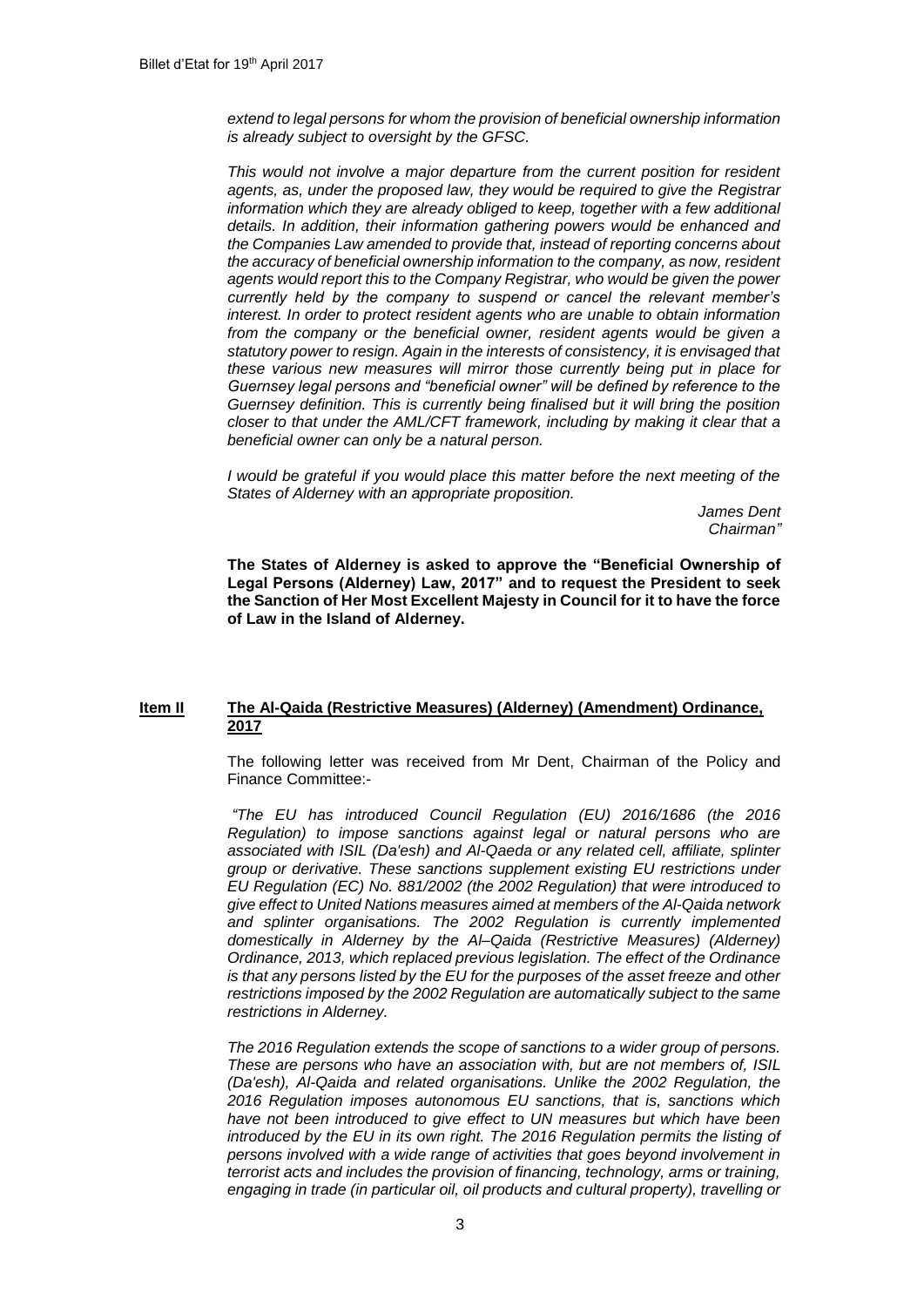*extend to legal persons for whom the provision of beneficial ownership information is already subject to oversight by the GFSC.*

*This would not involve a major departure from the current position for resident agents, as, under the proposed law, they would be required to give the Registrar information which they are already obliged to keep, together with a few additional details. In addition, their information gathering powers would be enhanced and the Companies Law amended to provide that, instead of reporting concerns about the accuracy of beneficial ownership information to the company, as now, resident agents would report this to the Company Registrar, who would be given the power currently held by the company to suspend or cancel the relevant member's interest. In order to protect resident agents who are unable to obtain information from the company or the beneficial owner, resident agents would be given a statutory power to resign. Again in the interests of consistency, it is envisaged that these various new measures will mirror those currently being put in place for Guernsey legal persons and "beneficial owner" will be defined by reference to the Guernsey definition. This is currently being finalised but it will bring the position closer to that under the AML/CFT framework, including by making it clear that a beneficial owner can only be a natural person.*

*I would be grateful if you would place this matter before the next meeting of the States of Alderney with an appropriate proposition.*

*James Dent*
*Chairman"*

**The States of Alderney is asked to approve the "Beneficial Ownership of Legal Persons (Alderney) Law, 2017" and to request the President to seek the Sanction of Her Most Excellent Majesty in Council for it to have the force of Law in the Island of Alderney.**

## Item II — The Al-Qaida (Restrictive Measures) (Alderney) (Amendment) Ordinance, 2017

The following letter was received from Mr Dent, Chairman of the Policy and Finance Committee:-

*"The EU has introduced Council Regulation (EU) 2016/1686 (the 2016 Regulation) to impose sanctions against legal or natural persons who are associated with ISIL (Da'esh) and Al-Qaeda or any related cell, affiliate, splinter group or derivative. These sanctions supplement existing EU restrictions under EU Regulation (EC) No. 881/2002 (the 2002 Regulation) that were introduced to give effect to United Nations measures aimed at members of the Al-Qaida network and splinter organisations. The 2002 Regulation is currently implemented domestically in Alderney by the Al–Qaida (Restrictive Measures) (Alderney) Ordinance, 2013, which replaced previous legislation. The effect of the Ordinance is that any persons listed by the EU for the purposes of the asset freeze and other restrictions imposed by the 2002 Regulation are automatically subject to the same restrictions in Alderney.*

*The 2016 Regulation extends the scope of sanctions to a wider group of persons. These are persons who have an association with, but are not members of, ISIL (Da'esh), Al-Qaida and related organisations. Unlike the 2002 Regulation, the 2016 Regulation imposes autonomous EU sanctions, that is, sanctions which have not been introduced to give effect to UN measures but which have been introduced by the EU in its own right. The 2016 Regulation permits the listing of persons involved with a wide range of activities that goes beyond involvement in terrorist acts and includes the provision of financing, technology, arms or training, engaging in trade (in particular oil, oil products and cultural property), travelling or*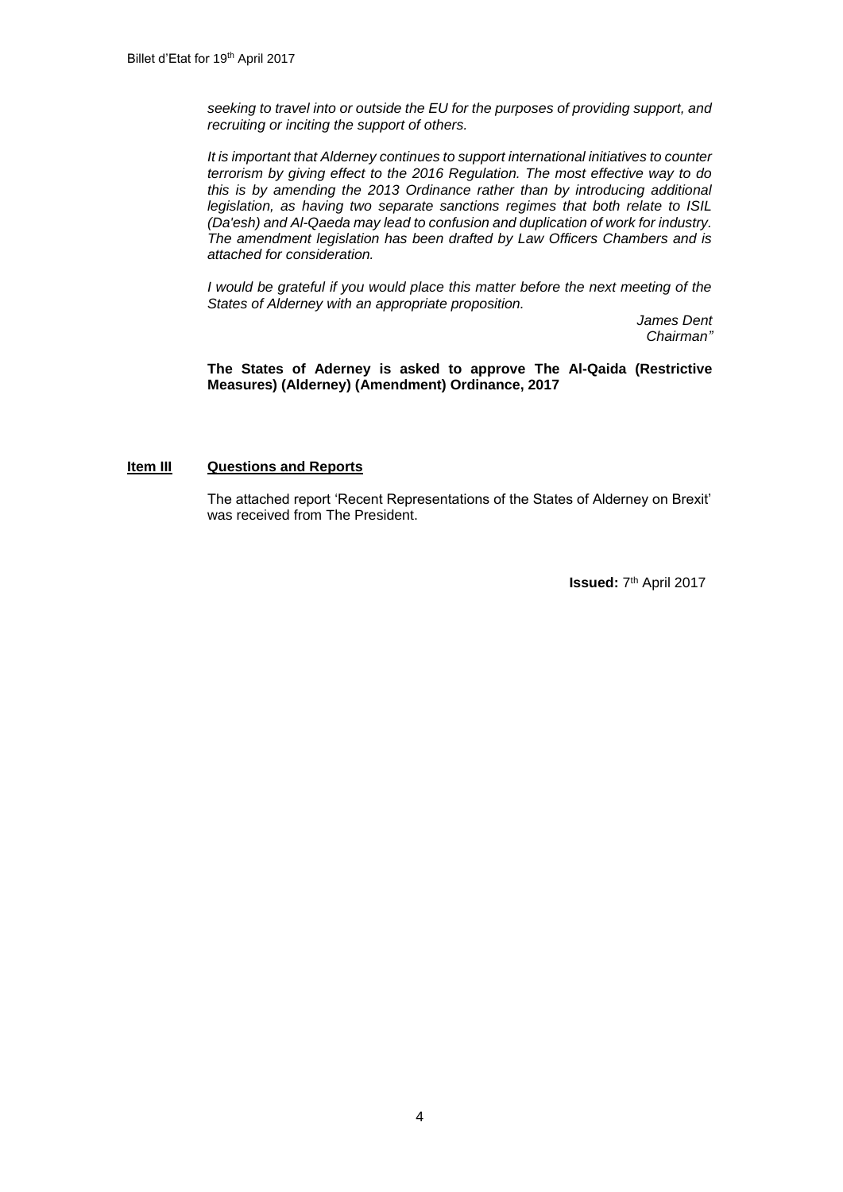*seeking to travel into or outside the EU for the purposes of providing support, and recruiting or inciting the support of others.*

*It is important that Alderney continues to support international initiatives to counter terrorism by giving effect to the 2016 Regulation. The most effective way to do this is by amending the 2013 Ordinance rather than by introducing additional legislation, as having two separate sanctions regimes that both relate to ISIL (Da'esh) and Al-Qaeda may lead to confusion and duplication of work for industry. The amendment legislation has been drafted by Law Officers Chambers and is attached for consideration.*

*I would be grateful if you would place this matter before the next meeting of the States of Alderney with an appropriate proposition.*

*James Dent*
*Chairman"*

**The States of Aderney is asked to approve The Al-Qaida (Restrictive Measures) (Alderney) (Amendment) Ordinance, 2017**

**Item III** **Questions and Reports**

The attached report 'Recent Representations of the States of Alderney on Brexit' was received from The President.

**Issued:** 7th April 2017